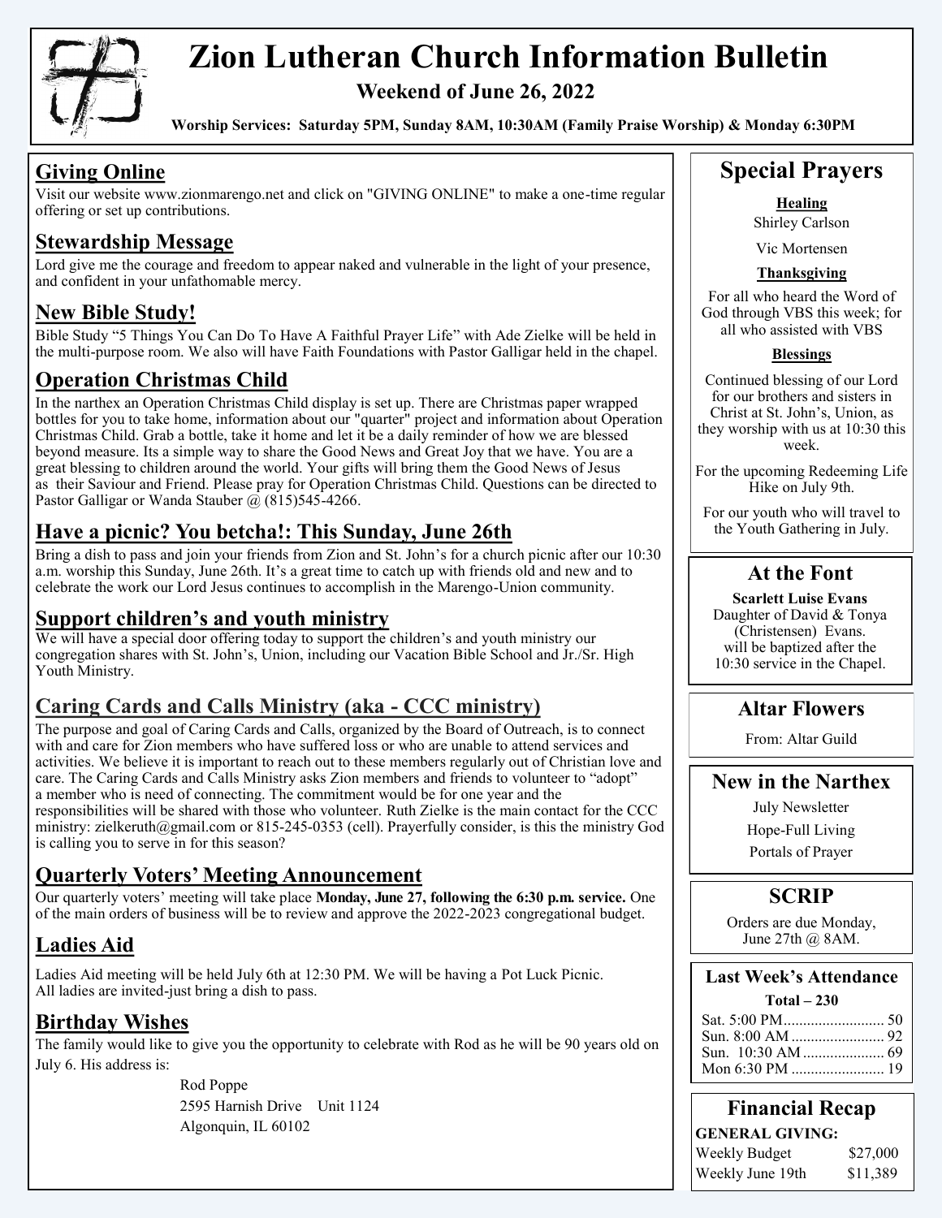# Zion Lutheran Church Information Bulletin

**Weekend of June 26, 2022**

**Worship Services: Saturday 5PM, Sunday 8AM, 10:30AM (Family Praise Worship) & Monday 6:30PM**

## Giving Online

Visit our website www.zionmarengo.net and click on "GIVING ONLINE" to make a one-time regular offering or set up contributions.

## Stewardship Message

Lord give me the courage and freedom to appear naked and vulnerable in the light of your presence, and confident in your unfathomable mercy.

## New Bible Study!

Bible Study "5 Things You Can Do To Have A Faithful Prayer Life" with Ade Zielke will be held in the multi-purpose room. We also will have Faith Foundations with Pastor Galligar held in the chapel.

## Operation Christmas Child

In the narthex an Operation Christmas Child display is set up. There are Christmas paper wrapped bottles for you to take home, information about our "quarter" project and information about Operation Christmas Child. Grab a bottle, take it home and let it be a daily reminder of how we are blessed beyond measure. Its a simple way to share the Good News and Great Joy that we have. You are a great blessing to children around the world. Your gifts will bring them the Good News of Jesus as their Saviour and Friend. Please pray for Operation Christmas Child. Questions can be directed to Pastor Galligar or Wanda Stauber @ (815)545-4266.

## Have a picnic? You betcha!: This Sunday, June 26th

Bring a dish to pass and join your friends from Zion and St. John's for a church picnic after our 10:30 a.m. worship this Sunday, June 26th. It's a great time to catch up with friends old and new and to celebrate the work our Lord Jesus continues to accomplish in the Marengo-Union community.

## Support children's and youth ministry

We will have a special door offering today to support the children's and youth ministry our congregation shares with St. John's, Union, including our Vacation Bible School and Jr./Sr. High Youth Ministry.

## Caring Cards and Calls Ministry (aka - CCC ministry)

The purpose and goal of Caring Cards and Calls, organized by the Board of Outreach, is to connect with and care for Zion members who have suffered loss or who are unable to attend services and activities. We believe it is important to reach out to these members regularly out of Christian love and care. The Caring Cards and Calls Ministry asks Zion members and friends to volunteer to "adopt" a member who is need of connecting. The commitment would be for one year and the responsibilities will be shared with those who volunteer. Ruth Zielke is the main contact for the CCC ministry: zielkeruth@gmail.com or 815-245-0353 (cell). Prayerfully consider, is this the ministry God is calling you to serve in for this season?

## Quarterly Voters' Meeting Announcement

Our quarterly voters' meeting will take place **Monday, June 27, following the 6:30 p.m. service.** One of the main orders of business will be to review and approve the 2022-2023 congregational budget.

## Ladies Aid

Ladies Aid meeting will be held July 6th at 12:30 PM. We will be having a Pot Luck Picnic. All ladies are invited-just bring a dish to pass.

## Birthday Wishes

The family would like to give you the opportunity to celebrate with Rod as he will be 90 years old on July 6. His address is:

Rod Poppe
2595 Harnish Drive Unit 1124
Algonquin, IL 60102

## Special Prayers

**Healing**

Shirley Carlson

Vic Mortensen

**Thanksgiving**

For all who heard the Word of God through VBS this week; for all who assisted with VBS

**Blessings**

Continued blessing of our Lord for our brothers and sisters in Christ at St. John's, Union, as they worship with us at 10:30 this week.

For the upcoming Redeeming Life Hike on July 9th.

For our youth who will travel to the Youth Gathering in July.

## At the Font

**Scarlett Luise Evans**
Daughter of David & Tonya (Christensen) Evans.
will be baptized after the 10:30 service in the Chapel.

## Altar Flowers

From: Altar Guild

## New in the Narthex

July Newsletter

Hope-Full Living

Portals of Prayer

## SCRIP

Orders are due Monday, June 27th @ 8AM.

## Last Week's Attendance

**Total – 230**

| Service | Attendance |
|---|---|
| Sat. 5:00 PM | 50 |
| Sun. 8:00 AM | 92 |
| Sun. 10:30 AM | 69 |
| Mon 6:30 PM | 19 |

## Financial Recap

**GENERAL GIVING:**

| | |
|---|---|
| Weekly Budget | $27,000 |
| Weekly June 19th | $11,389 |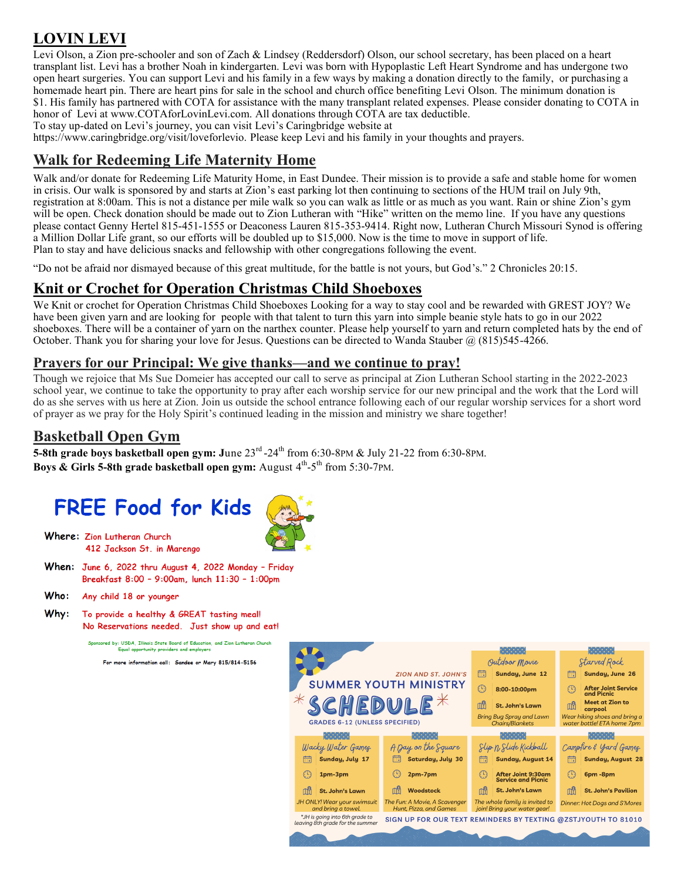## LOVIN LEVI

Levi Olson, a Zion pre-schooler and son of Zach & Lindsey (Reddersdorf) Olson, our school secretary, has been placed on a heart transplant list. Levi has a brother Noah in kindergarten. Levi was born with Hypoplastic Left Heart Syndrome and has undergone two open heart surgeries. You can support Levi and his family in a few ways by making a donation directly to the family, or purchasing a homemade heart pin. There are heart pins for sale in the school and church office benefiting Levi Olson. The minimum donation is $1. His family has partnered with COTA for assistance with the many transplant related expenses. Please consider donating to COTA in honor of Levi at www.COTAforLovinLevi.com. All donations through COTA are tax deductible.
To stay up-dated on Levi's journey, you can visit Levi's Caringbridge website at https://www.caringbridge.org/visit/loveforlevio. Please keep Levi and his family in your thoughts and prayers.

## Walk for Redeeming Life Maternity Home

Walk and/or donate for Redeeming Life Maturity Home, in East Dundee. Their mission is to provide a safe and stable home for women in crisis. Our walk is sponsored by and starts at Zion's east parking lot then continuing to sections of the HUM trail on July 9th, registration at 8:00am. This is not a distance per mile walk so you can walk as little or as much as you want. Rain or shine Zion's gym will be open. Check donation should be made out to Zion Lutheran with "Hike" written on the memo line. If you have any questions please contact Genny Hertel 815-451-1555 or Deaconess Lauren 815-353-9414. Right now, Lutheran Church Missouri Synod is offering a Million Dollar Life grant, so our efforts will be doubled up to $15,000. Now is the time to move in support of life.
Plan to stay and have delicious snacks and fellowship with other congregations following the event.

"Do not be afraid nor dismayed because of this great multitude, for the battle is not yours, but God's." 2 Chronicles 20:15.

## Knit or Crochet for Operation Christmas Child Shoeboxes

We Knit or crochet for Operation Christmas Child Shoeboxes Looking for a way to stay cool and be rewarded with GREST JOY? We have been given yarn and are looking for people with that talent to turn this yarn into simple beanie style hats to go in our 2022 shoeboxes. There will be a container of yarn on the narthex counter. Please help yourself to yarn and return completed hats by the end of October. Thank you for sharing your love for Jesus. Questions can be directed to Wanda Stauber @ (815)545-4266.

## Prayers for our Principal: We give thanks—and we continue to pray!

Though we rejoice that Ms Sue Domeier has accepted our call to serve as principal at Zion Lutheran School starting in the 2022-2023 school year, we continue to take the opportunity to pray after each worship service for our new principal and the work that the Lord will do as she serves with us here at Zion. Join us outside the school entrance following each of our regular worship services for a short word of prayer as we pray for the Holy Spirit's continued leading in the mission and ministry we share together!

## Basketball Open Gym

**5-8th grade boys basketball open gym: J**une 23rd-24th from 6:30-8PM & July 21-22 from 6:30-8PM.
**Boys & Girls 5-8th grade basketball open gym:** August 4th-5th from 5:30-7PM.

## FREE Food for Kids

**Where:** Zion Lutheran Church
412 Jackson St. in Marengo

**When:** June 6, 2022 thru August 4, 2022 Monday – Friday
Breakfast 8:00 – 9:00am, lunch 11:30 – 1:00pm

**Who:** Any child 18 or younger

**Why:** To provide a healthy & GREAT tasting meal!
No Reservations needed. Just show up and eat!

Sponsored by: USDA, Illinois State Board of Education, and Zion Lutheran Church
Equal opportunity providers and employers

For more information call: Sandee or Mary 815/814-5156

ZION AND ST. JOHN'S
SUMMER YOUTH MINISTRY
SCHEDULE
GRADES 6-12 (UNLESS SPECIFIED)

**Outdoor Movie**
Sunday, June 12
8:00-10:00pm
St. John's Lawn
Bring Bug Spray and Lawn Chairs/Blankets

**Starved Rock**
Sunday, June 26
After Joint Service and Picnic
Meet at Zion to carpool
Wear hiking shoes and bring a water bottle! ETA home 7pm

**Wacky Water Games**
Sunday, July 17
1pm-3pm
St. John's Lawn
JH ONLY! Wear your swimsuit and bring a towel.

**A Day on the Square**
Saturday, July 30
2pm-7pm
Woodstock
The Fun: A Movie, A Scavenger Hunt, Pizza, and Games

**Slip n Slide Kickball**
Sunday, August 14
After Joint 9:30am Service and Picnic
St. John's Lawn
The whole family is invited to join! Bring your water gear!

**Campfire & Yard Games**
Sunday, August 28
6pm -8pm
St. John's Pavilion
Dinner: Hot Dogs and S'Mores

*JH is going into 6th grade to leaving 8th grade for the summer

SIGN UP FOR OUR TEXT REMINDERS BY TEXTING @ZSTJYOUTH TO 81010